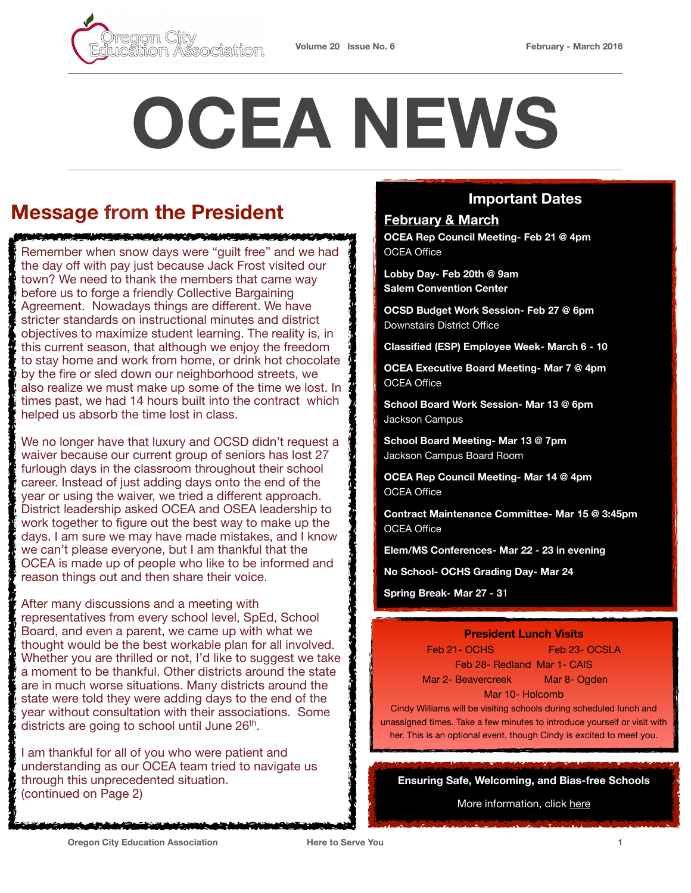Oregon City Education Association

Volume 20 Issue No. 6 February - March 2016

# OCEA NEWS

## Message from the President

Remember when snow days were "guilt free" and we had the day off with pay just because Jack Frost visited our town? We need to thank the members that came way before us to forge a friendly Collective Bargaining Agreement. Nowadays things are different. We have stricter standards on instructional minutes and district objectives to maximize student learning. The reality is, in this current season, that although we enjoy the freedom to stay home and work from home, or drink hot chocolate by the fire or sled down our neighborhood streets, we also realize we must make up some of the time we lost. In times past, we had 14 hours built into the contract which helped us absorb the time lost in class.

We no longer have that luxury and OCSD didn't request a waiver because our current group of seniors has lost 27 furlough days in the classroom throughout their school career. Instead of just adding days onto the end of the year or using the waiver, we tried a different approach. District leadership asked OCEA and OSEA leadership to work together to figure out the best way to make up the days. I am sure we may have made mistakes, and I know we can't please everyone, but I am thankful that the OCEA is made up of people who like to be informed and reason things out and then share their voice.

After many discussions and a meeting with representatives from every school level, SpEd, School Board, and even a parent, we came up with what we thought would be the best workable plan for all involved. Whether you are thrilled or not, I'd like to suggest we take a moment to be thankful. Other districts around the state are in much worse situations. Many districts around the state were told they were adding days to the end of the year without consultation with their associations. Some districts are going to school until June 26th.

I am thankful for all of you who were patient and understanding as our OCEA team tried to navigate us through this unprecedented situation.
(continued on Page 2)

## Important Dates

**February & March**

**OCEA Rep Council Meeting- Feb 21 @ 4pm**
OCEA Office

**Lobby Day- Feb 20th @ 9am**
**Salem Convention Center**

**OCSD Budget Work Session- Feb 27 @ 6pm**
Downstairs District Office

**Classified (ESP) Employee Week- March 6 - 10**

**OCEA Executive Board Meeting- Mar 7 @ 4pm**
OCEA Office

**School Board Work Session- Mar 13 @ 6pm**
Jackson Campus

**School Board Meeting- Mar 13 @ 7pm**
Jackson Campus Board Room

**OCEA Rep Council Meeting- Mar 14 @ 4pm**
OCEA Office

**Contract Maintenance Committee- Mar 15 @ 3:45pm**
OCEA Office

**Elem/MS Conferences- Mar 22 - 23 in evening**

**No School- OCHS Grading Day- Mar 24**

**Spring Break- Mar 27 - 31**

### President Lunch Visits

Feb 21- OCHS
Feb 23- OCSLA
Feb 28- Redland
Mar 1- CAIS
Mar 2- Beavercreek
Mar 8- Ogden
Mar 10- Holcomb

Cindy Williams will be visiting schools during scheduled lunch and unassigned times. Take a few minutes to introduce yourself or visit with her. This is an optional event, though Cindy is excited to meet you.

**Ensuring Safe, Welcoming, and Bias-free Schools**

More information, click here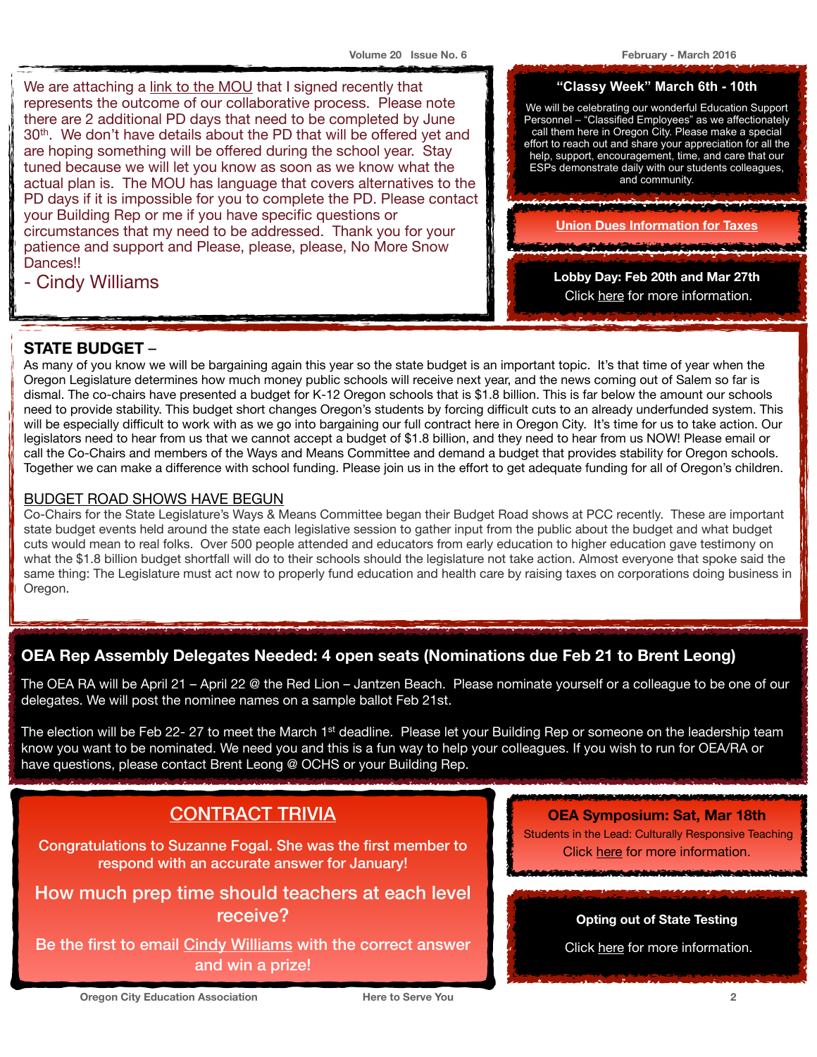We are attaching a link to the MOU that I signed recently that represents the outcome of our collaborative process. Please note there are 2 additional PD days that need to be completed by June 30th. We don't have details about the PD that will be offered yet and are hoping something will be offered during the school year. Stay tuned because we will let you know as soon as we know what the actual plan is. The MOU has language that covers alternatives to the PD days if it is impossible for you to complete the PD. Please contact your Building Rep or me if you have specific questions or circumstances that my need to be addressed. Thank you for your patience and support and Please, please, please, No More Snow Dances!!

- Cindy Williams

**"Classy Week" March 6th - 10th**

We will be celebrating our wonderful Education Support Personnel – "Classified Employees" as we affectionately call them here in Oregon City. Please make a special effort to reach out and share your appreciation for all the help, support, encouragement, time, and care that our ESPs demonstrate daily with our students colleagues, and community.

**Union Dues Information for Taxes**

**Lobby Day: Feb 20th and Mar 27th**

Click here for more information.

## STATE BUDGET –

As many of you know we will be bargaining again this year so the state budget is an important topic. It's that time of year when the Oregon Legislature determines how much money public schools will receive next year, and the news coming out of Salem so far is dismal. The co-chairs have presented a budget for K-12 Oregon schools that is $1.8 billion. This is far below the amount our schools need to provide stability. This budget short changes Oregon's students by forcing difficult cuts to an already underfunded system. This will be especially difficult to work with as we go into bargaining our full contract here in Oregon City. It's time for us to take action. Our legislators need to hear from us that we cannot accept a budget of $1.8 billion, and they need to hear from us NOW! Please email or call the Co-Chairs and members of the Ways and Means Committee and demand a budget that provides stability for Oregon schools. Together we can make a difference with school funding. Please join us in the effort to get adequate funding for all of Oregon's children.

### BUDGET ROAD SHOWS HAVE BEGUN

Co-Chairs for the State Legislature's Ways & Means Committee began their Budget Road shows at PCC recently. These are important state budget events held around the state each legislative session to gather input from the public about the budget and what budget cuts would mean to real folks. Over 500 people attended and educators from early education to higher education gave testimony on what the $1.8 billion budget shortfall will do to their schools should the legislature not take action. Almost everyone that spoke said the same thing: The Legislature must act now to properly fund education and health care by raising taxes on corporations doing business in Oregon.

## OEA Rep Assembly Delegates Needed: 4 open seats (Nominations due Feb 21 to Brent Leong)

The OEA RA will be April 21 – April 22 @ the Red Lion – Jantzen Beach. Please nominate yourself or a colleague to be one of our delegates. We will post the nominee names on a sample ballot Feb 21st.

The election will be Feb 22- 27 to meet the March 1st deadline. Please let your Building Rep or someone on the leadership team know you want to be nominated. We need you and this is a fun way to help your colleagues. If you wish to run for OEA/RA or have questions, please contact Brent Leong @ OCHS or your Building Rep.

## CONTRACT TRIVIA

Congratulations to Suzanne Fogal. She was the first member to respond with an accurate answer for January!

How much prep time should teachers at each level receive?

Be the first to email Cindy Williams with the correct answer and win a prize!

**OEA Symposium: Sat, Mar 18th**

Students in the Lead: Culturally Responsive Teaching

Click here for more information.

**Opting out of State Testing**

Click here for more information.